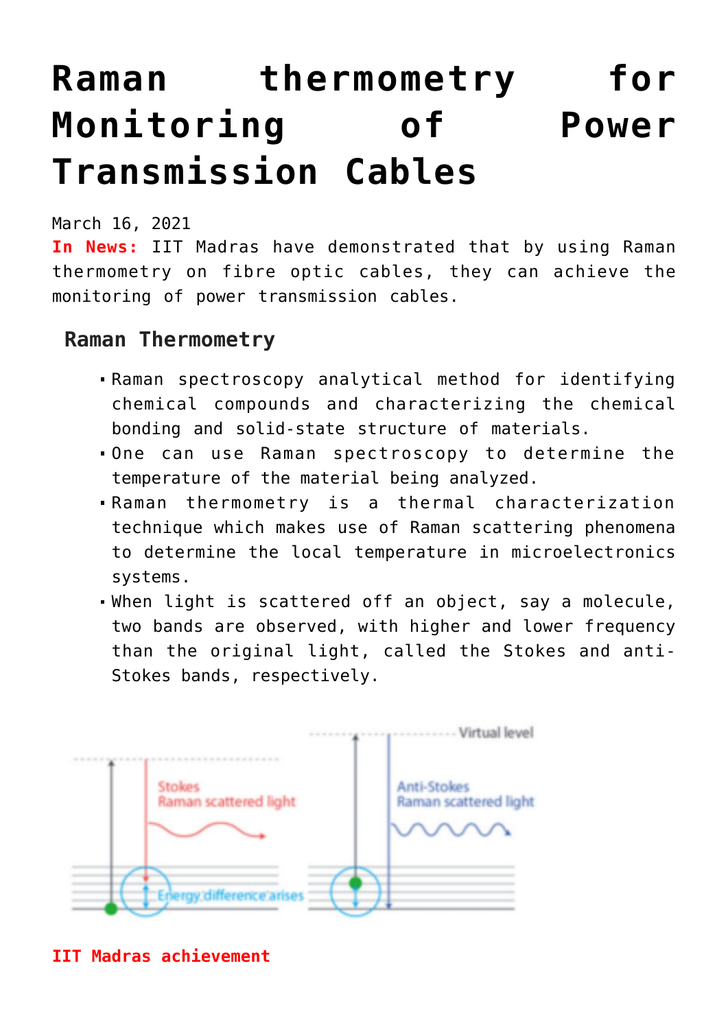# Raman thermometry for Monitoring of Power Transmission Cables

March 16, 2021

**In News:** IIT Madras have demonstrated that by using Raman thermometry on fibre optic cables, they can achieve the monitoring of power transmission cables.

## Raman Thermometry

- Raman spectroscopy analytical method for identifying chemical compounds and characterizing the chemical bonding and solid-state structure of materials.
- One can use Raman spectroscopy to determine the temperature of the material being analyzed.
- Raman thermometry is a thermal characterization technique which makes use of Raman scattering phenomena to determine the local temperature in microelectronics systems.
- When light is scattered off an object, say a molecule, two bands are observed, with higher and lower frequency than the original light, called the Stokes and anti-Stokes bands, respectively.

**IIT Madras achievement**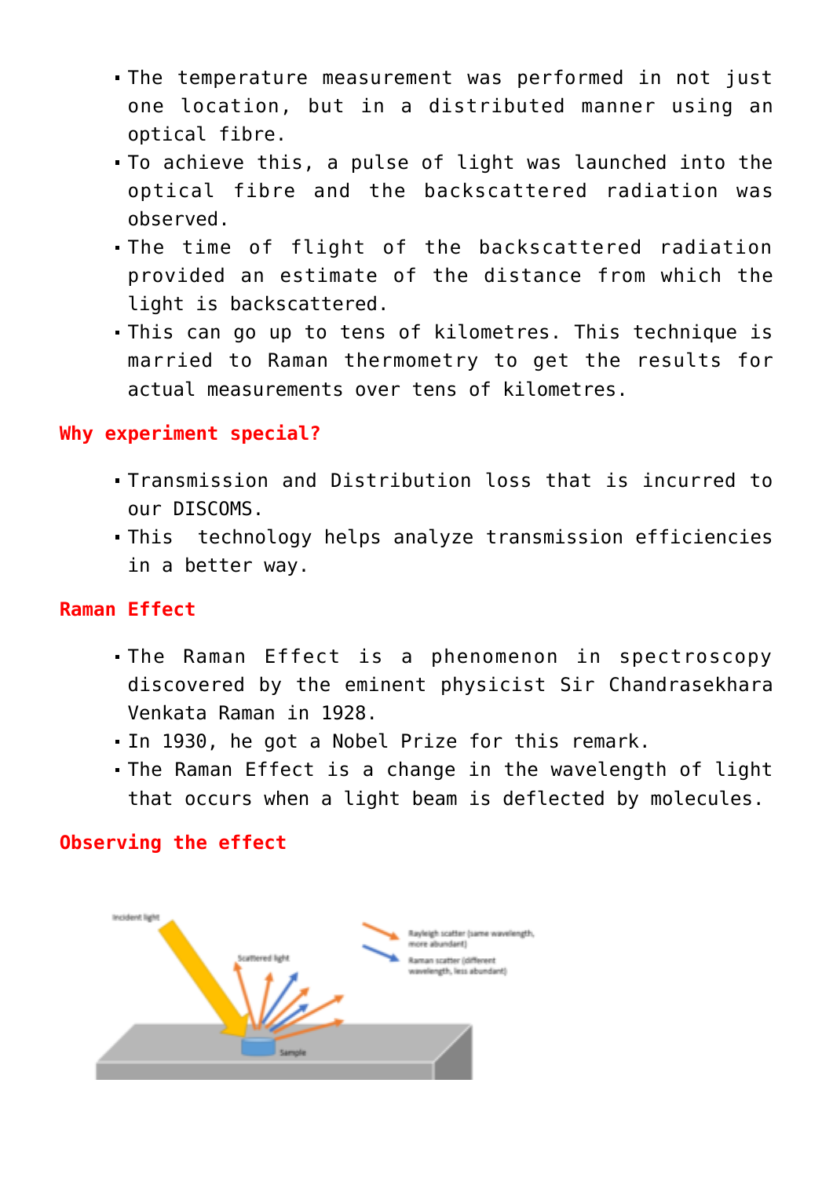- The temperature measurement was performed in not just one location, but in a distributed manner using an optical fibre.
- To achieve this, a pulse of light was launched into the optical fibre and the backscattered radiation was observed.
- The time of flight of the backscattered radiation provided an estimate of the distance from which the light is backscattered.
- This can go up to tens of kilometres. This technique is married to Raman thermometry to get the results for actual measurements over tens of kilometres.

## Why experiment special?

- Transmission and Distribution loss that is incurred to our DISCOMS.
- This technology helps analyze transmission efficiencies in a better way.

## Raman Effect

- The Raman Effect is a phenomenon in spectroscopy discovered by the eminent physicist Sir Chandrasekhara Venkata Raman in 1928.
- In 1930, he got a Nobel Prize for this remark.
- The Raman Effect is a change in the wavelength of light that occurs when a light beam is deflected by molecules.

## Observing the effect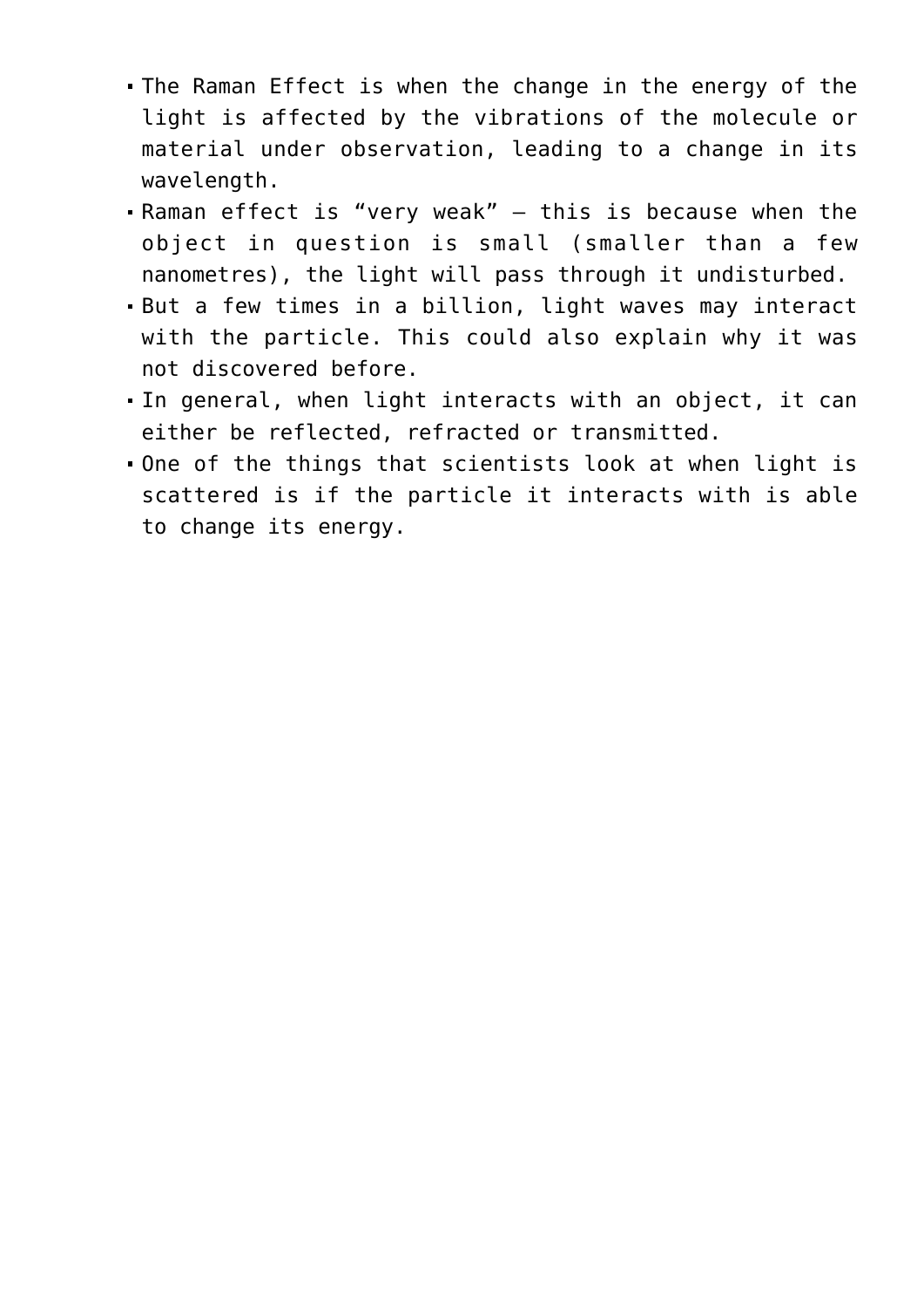- The Raman Effect is when the change in the energy of the light is affected by the vibrations of the molecule or material under observation, leading to a change in its wavelength.
- Raman effect is “very weak” – this is because when the object in question is small (smaller than a few nanometres), the light will pass through it undisturbed.
- But a few times in a billion, light waves may interact with the particle. This could also explain why it was not discovered before.
- In general, when light interacts with an object, it can either be reflected, refracted or transmitted.
- One of the things that scientists look at when light is scattered is if the particle it interacts with is able to change its energy.